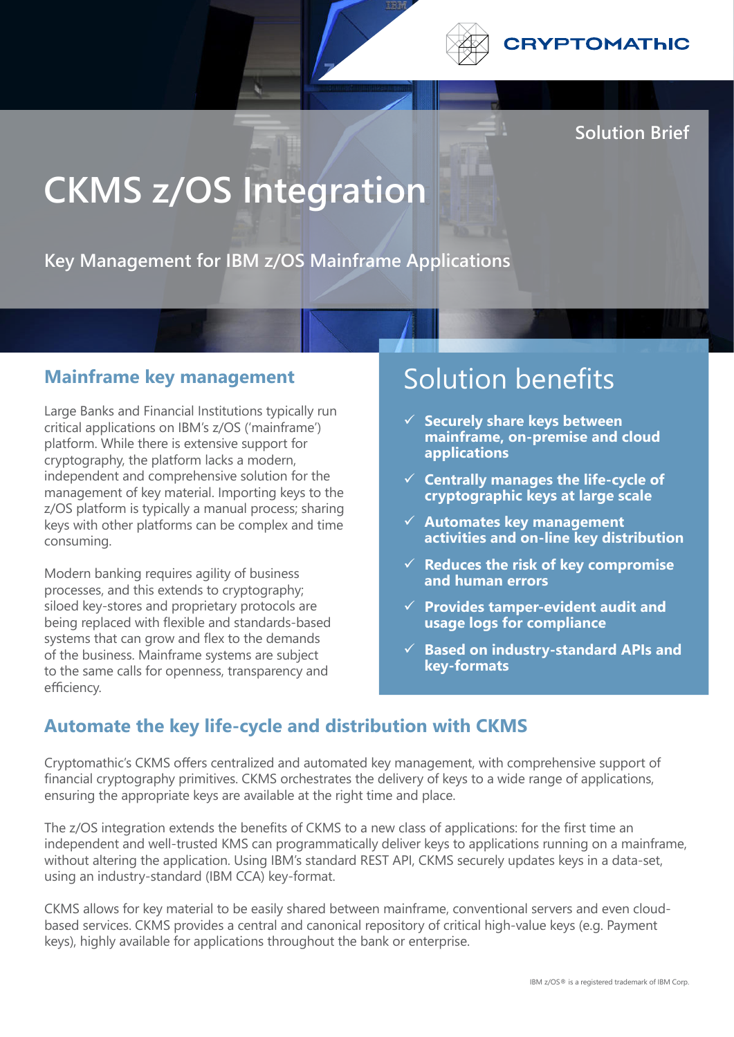CRYPTOMATHIC

Solution Brief

# CKMS z/OS Integration

Key Management for IBM z/OS Mainframe Applications

## Mainframe key management

Large Banks and Financial Institutions typically run critical applications on IBM's z/OS ('mainframe') platform. While there is extensive support for cryptography, the platform lacks a modern, independent and comprehensive solution for the management of key material. Importing keys to the z/OS platform is typically a manual process; sharing keys with other platforms can be complex and time consuming.

Modern banking requires agility of business processes, and this extends to cryptography; siloed key-stores and proprietary protocols are being replaced with flexible and standards-based systems that can grow and flex to the demands of the business. Mainframe systems are subject to the same calls for openness, transparency and efficiency.

## Solution benefits

- ✓ **Securely share keys between mainframe, on-premise and cloud applications**
- ✓ **Centrally manages the life-cycle of cryptographic keys at large scale**
- ✓ **Automates key management activities and on-line key distribution**
- ✓ **Reduces the risk of key compromise and human errors**
- ✓ **Provides tamper-evident audit and usage logs for compliance**
- ✓ **Based on industry-standard APIs and key-formats**

## Automate the key life-cycle and distribution with CKMS

Cryptomathic's CKMS offers centralized and automated key management, with comprehensive support of financial cryptography primitives. CKMS orchestrates the delivery of keys to a wide range of applications, ensuring the appropriate keys are available at the right time and place.

The z/OS integration extends the benefits of CKMS to a new class of applications: for the first time an independent and well-trusted KMS can programmatically deliver keys to applications running on a mainframe, without altering the application. Using IBM's standard REST API, CKMS securely updates keys in a data-set, using an industry-standard (IBM CCA) key-format.

CKMS allows for key material to be easily shared between mainframe, conventional servers and even cloud-based services. CKMS provides a central and canonical repository of critical high-value keys (e.g. Payment keys), highly available for applications throughout the bank or enterprise.

IBM z/OS® is a registered trademark of IBM Corp.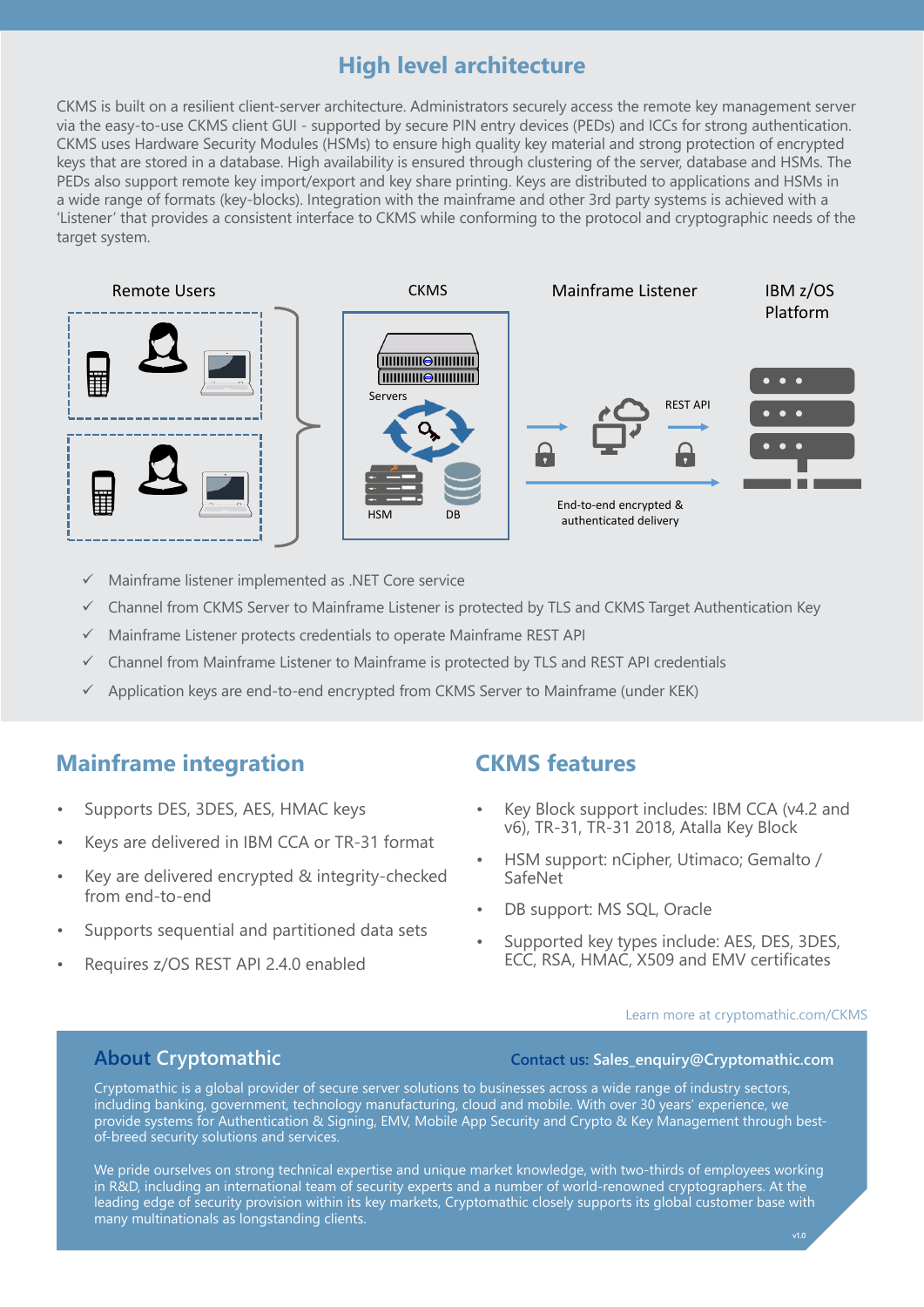## High level architecture

CKMS is built on a resilient client-server architecture. Administrators securely access the remote key management server via the easy-to-use CKMS client GUI - supported by secure PIN entry devices (PEDs) and ICCs for strong authentication. CKMS uses Hardware Security Modules (HSMs) to ensure high quality key material and strong protection of encrypted keys that are stored in a database. High availability is ensured through clustering of the server, database and HSMs. The PEDs also support remote key import/export and key share printing. Keys are distributed to applications and HSMs in a wide range of formats (key-blocks). Integration with the mainframe and other 3rd party systems is achieved with a 'Listener' that provides a consistent interface to CKMS while conforming to the protocol and cryptographic needs of the target system.

Remote Users

CKMS

Mainframe Listener

IBM z/OS Platform

Servers

HSM

DB

REST API

End-to-end encrypted & authenticated delivery

- ✓ Mainframe listener implemented as .NET Core service
- ✓ Channel from CKMS Server to Mainframe Listener is protected by TLS and CKMS Target Authentication Key
- ✓ Mainframe Listener protects credentials to operate Mainframe REST API
- ✓ Channel from Mainframe Listener to Mainframe is protected by TLS and REST API credentials
- ✓ Application keys are end-to-end encrypted from CKMS Server to Mainframe (under KEK)

## Mainframe integration

- Supports DES, 3DES, AES, HMAC keys
- Keys are delivered in IBM CCA or TR-31 format
- Key are delivered encrypted & integrity-checked from end-to-end
- Supports sequential and partitioned data sets
- Requires z/OS REST API 2.4.0 enabled

## CKMS features

- Key Block support includes: IBM CCA (v4.2 and v6), TR-31, TR-31 2018, Atalla Key Block
- HSM support: nCipher, Utimaco; Gemalto / SafeNet
- DB support: MS SQL, Oracle
- Supported key types include: AES, DES, 3DES, ECC, RSA, HMAC, X509 and EMV certificates

Learn more at cryptomathic.com/CKMS

## About Cryptomathic

**Contact us:** Sales_enquiry@Cryptomathic.com

Cryptomathic is a global provider of secure server solutions to businesses across a wide range of industry sectors, including banking, government, technology manufacturing, cloud and mobile. With over 30 years' experience, we provide systems for Authentication & Signing, EMV, Mobile App Security and Crypto & Key Management through best-of-breed security solutions and services.

We pride ourselves on strong technical expertise and unique market knowledge, with two-thirds of employees working in R&D, including an international team of security experts and a number of world-renowned cryptographers. At the leading edge of security provision within its key markets, Cryptomathic closely supports its global customer base with many multinationals as longstanding clients.

v1.0